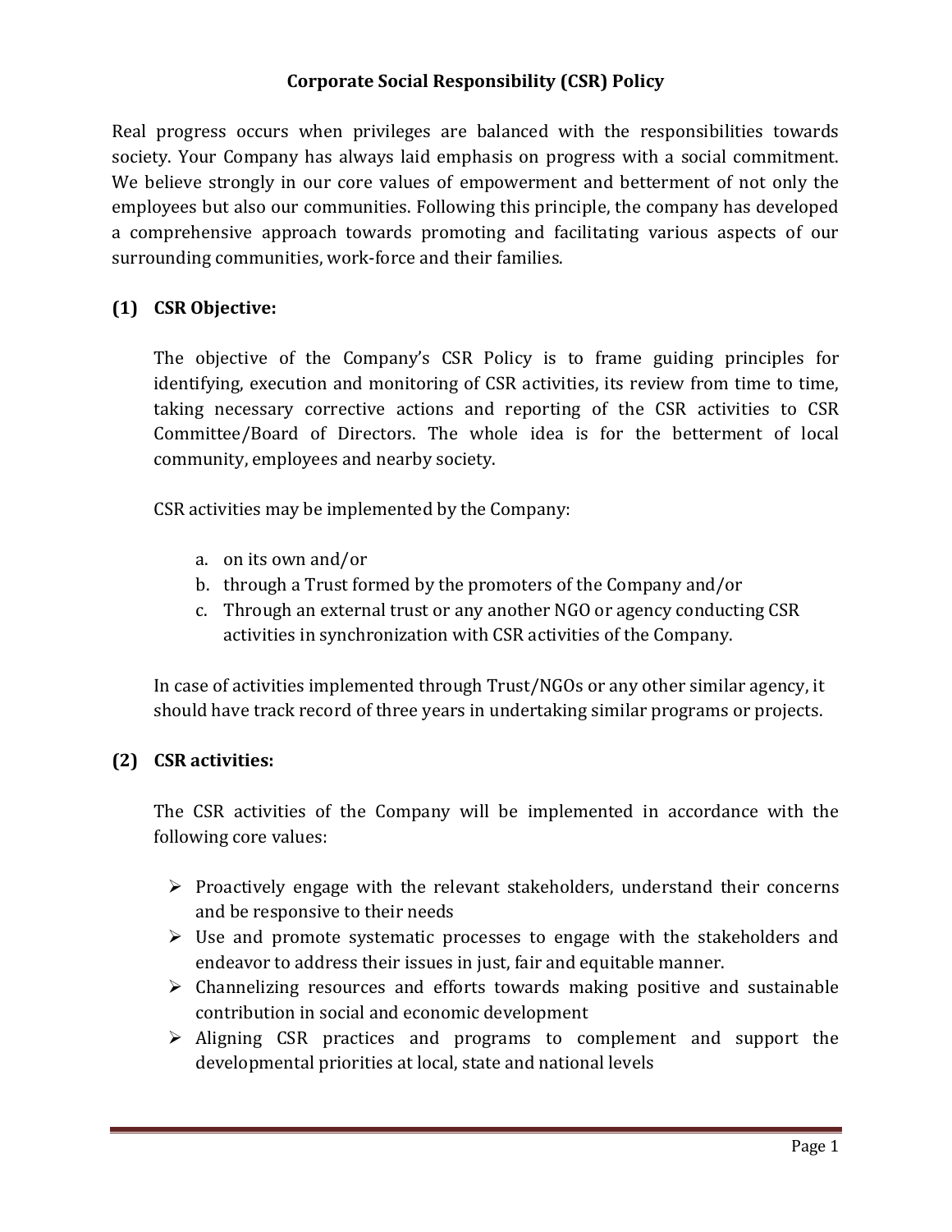# Corporate Social Responsibility (CSR) Policy

Real progress occurs when privileges are balanced with the responsibilities towards society. Your Company has always laid emphasis on progress with a social commitment. We believe strongly in our core values of empowerment and betterment of not only the employees but also our communities. Following this principle, the company has developed a comprehensive approach towards promoting and facilitating various aspects of our surrounding communities, work-force and their families.

## (1) CSR Objective:

The objective of the Company's CSR Policy is to frame guiding principles for identifying, execution and monitoring of CSR activities, its review from time to time, taking necessary corrective actions and reporting of the CSR activities to CSR Committee/Board of Directors. The whole idea is for the betterment of local community, employees and nearby society.

CSR activities may be implemented by the Company:

a. on its own and/or
b. through a Trust formed by the promoters of the Company and/or
c. Through an external trust or any another NGO or agency conducting CSR activities in synchronization with CSR activities of the Company.

In case of activities implemented through Trust/NGOs or any other similar agency, it should have track record of three years in undertaking similar programs or projects.

## (2) CSR activities:

The CSR activities of the Company will be implemented in accordance with the following core values:

- Proactively engage with the relevant stakeholders, understand their concerns and be responsive to their needs
- Use and promote systematic processes to engage with the stakeholders and endeavor to address their issues in just, fair and equitable manner.
- Channelizing resources and efforts towards making positive and sustainable contribution in social and economic development
- Aligning CSR practices and programs to complement and support the developmental priorities at local, state and national levels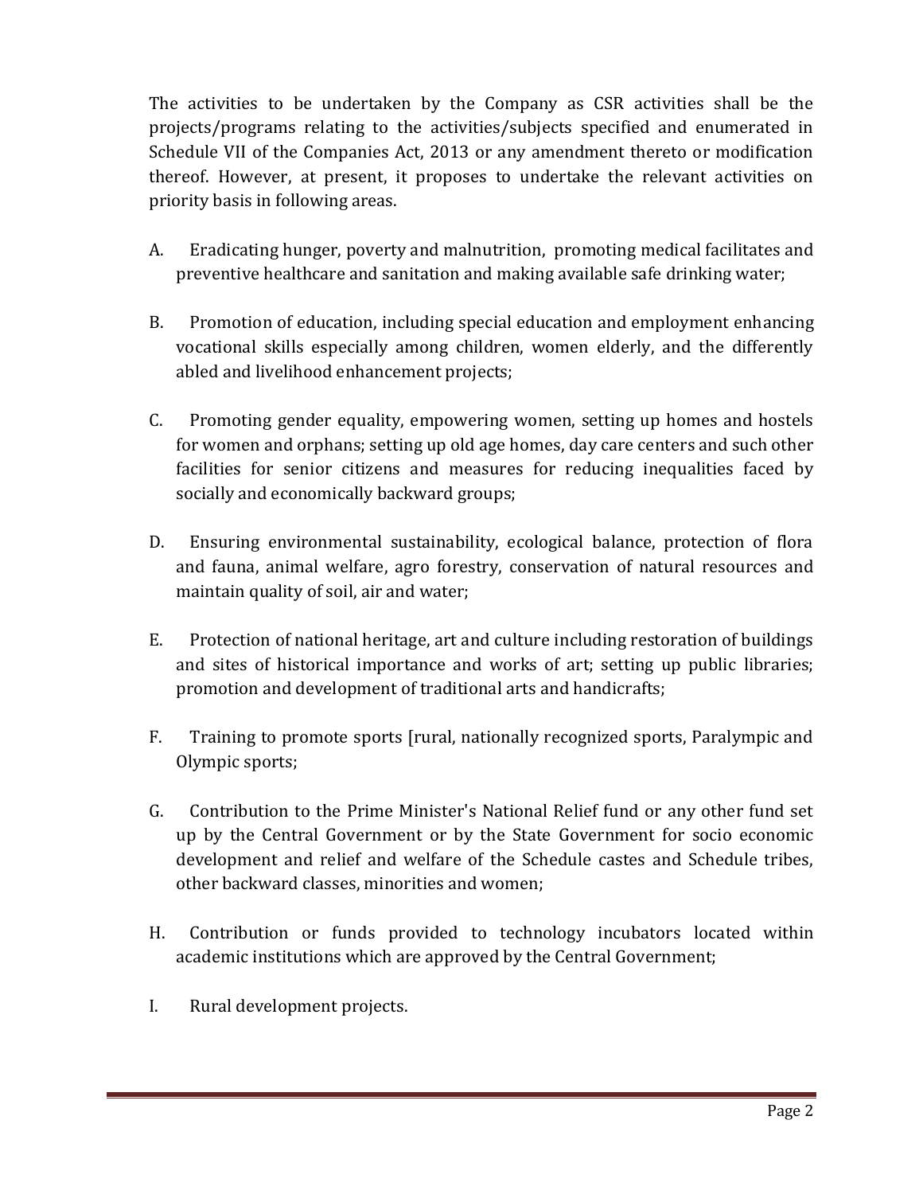The activities to be undertaken by the Company as CSR activities shall be the projects/programs relating to the activities/subjects specified and enumerated in Schedule VII of the Companies Act, 2013 or any amendment thereto or modification thereof. However, at present, it proposes to undertake the relevant activities on priority basis in following areas.

A. Eradicating hunger, poverty and malnutrition, promoting medical facilitates and preventive healthcare and sanitation and making available safe drinking water;

B. Promotion of education, including special education and employment enhancing vocational skills especially among children, women elderly, and the differently abled and livelihood enhancement projects;

C. Promoting gender equality, empowering women, setting up homes and hostels for women and orphans; setting up old age homes, day care centers and such other facilities for senior citizens and measures for reducing inequalities faced by socially and economically backward groups;

D. Ensuring environmental sustainability, ecological balance, protection of flora and fauna, animal welfare, agro forestry, conservation of natural resources and maintain quality of soil, air and water;

E. Protection of national heritage, art and culture including restoration of buildings and sites of historical importance and works of art; setting up public libraries; promotion and development of traditional arts and handicrafts;

F. Training to promote sports [rural, nationally recognized sports, Paralympic and Olympic sports;

G. Contribution to the Prime Minister's National Relief fund or any other fund set up by the Central Government or by the State Government for socio economic development and relief and welfare of the Schedule castes and Schedule tribes, other backward classes, minorities and women;

H. Contribution or funds provided to technology incubators located within academic institutions which are approved by the Central Government;

I. Rural development projects.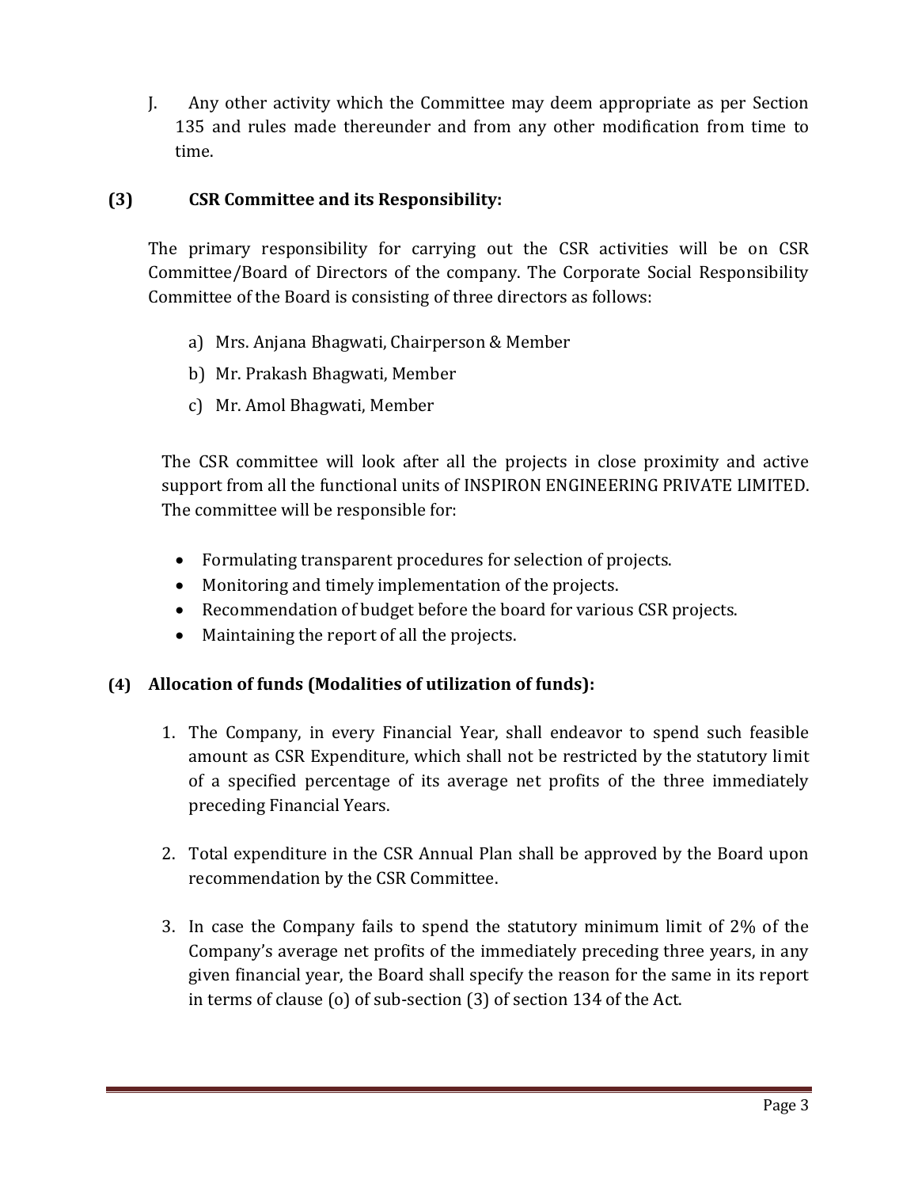J. Any other activity which the Committee may deem appropriate as per Section 135 and rules made thereunder and from any other modification from time to time.

## (3) CSR Committee and its Responsibility:

The primary responsibility for carrying out the CSR activities will be on CSR Committee/Board of Directors of the company. The Corporate Social Responsibility Committee of the Board is consisting of three directors as follows:

a) Mrs. Anjana Bhagwati, Chairperson & Member

b) Mr. Prakash Bhagwati, Member

c) Mr. Amol Bhagwati, Member

The CSR committee will look after all the projects in close proximity and active support from all the functional units of INSPIRON ENGINEERING PRIVATE LIMITED. The committee will be responsible for:

- Formulating transparent procedures for selection of projects.
- Monitoring and timely implementation of the projects.
- Recommendation of budget before the board for various CSR projects.
- Maintaining the report of all the projects.

## (4) Allocation of funds (Modalities of utilization of funds):

1. The Company, in every Financial Year, shall endeavor to spend such feasible amount as CSR Expenditure, which shall not be restricted by the statutory limit of a specified percentage of its average net profits of the three immediately preceding Financial Years.

2. Total expenditure in the CSR Annual Plan shall be approved by the Board upon recommendation by the CSR Committee.

3. In case the Company fails to spend the statutory minimum limit of 2% of the Company's average net profits of the immediately preceding three years, in any given financial year, the Board shall specify the reason for the same in its report in terms of clause (o) of sub-section (3) of section 134 of the Act.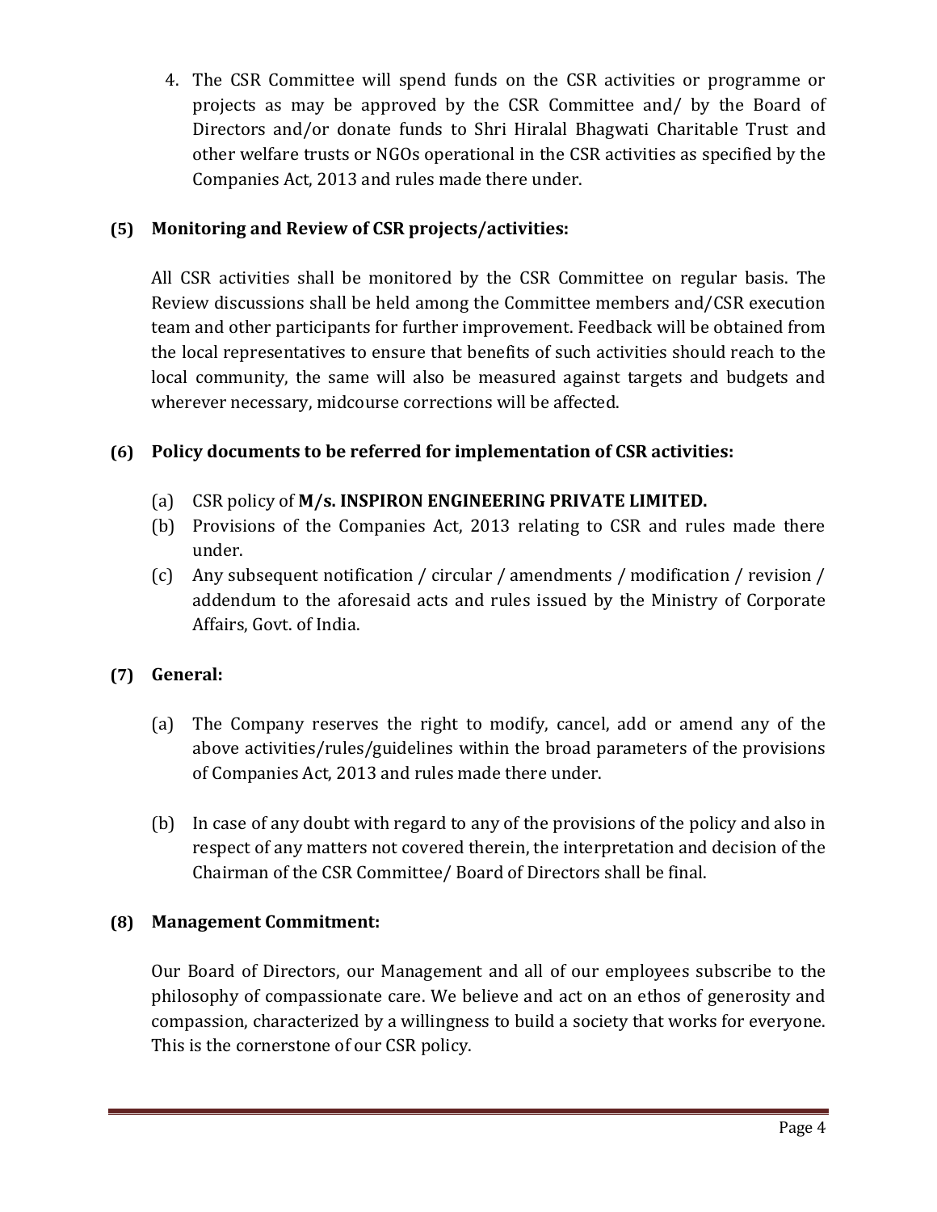4. The CSR Committee will spend funds on the CSR activities or programme or projects as may be approved by the CSR Committee and/ by the Board of Directors and/or donate funds to Shri Hiralal Bhagwati Charitable Trust and other welfare trusts or NGOs operational in the CSR activities as specified by the Companies Act, 2013 and rules made there under.

### (5) Monitoring and Review of CSR projects/activities:

All CSR activities shall be monitored by the CSR Committee on regular basis. The Review discussions shall be held among the Committee members and/CSR execution team and other participants for further improvement. Feedback will be obtained from the local representatives to ensure that benefits of such activities should reach to the local community, the same will also be measured against targets and budgets and wherever necessary, midcourse corrections will be affected.

### (6) Policy documents to be referred for implementation of CSR activities:

(a) CSR policy of **M/s. INSPIRON ENGINEERING PRIVATE LIMITED.**

(b) Provisions of the Companies Act, 2013 relating to CSR and rules made there under.

(c) Any subsequent notification / circular / amendments / modification / revision / addendum to the aforesaid acts and rules issued by the Ministry of Corporate Affairs, Govt. of India.

### (7) General:

(a) The Company reserves the right to modify, cancel, add or amend any of the above activities/rules/guidelines within the broad parameters of the provisions of Companies Act, 2013 and rules made there under.

(b) In case of any doubt with regard to any of the provisions of the policy and also in respect of any matters not covered therein, the interpretation and decision of the Chairman of the CSR Committee/ Board of Directors shall be final.

### (8) Management Commitment:

Our Board of Directors, our Management and all of our employees subscribe to the philosophy of compassionate care. We believe and act on an ethos of generosity and compassion, characterized by a willingness to build a society that works for everyone. This is the cornerstone of our CSR policy.